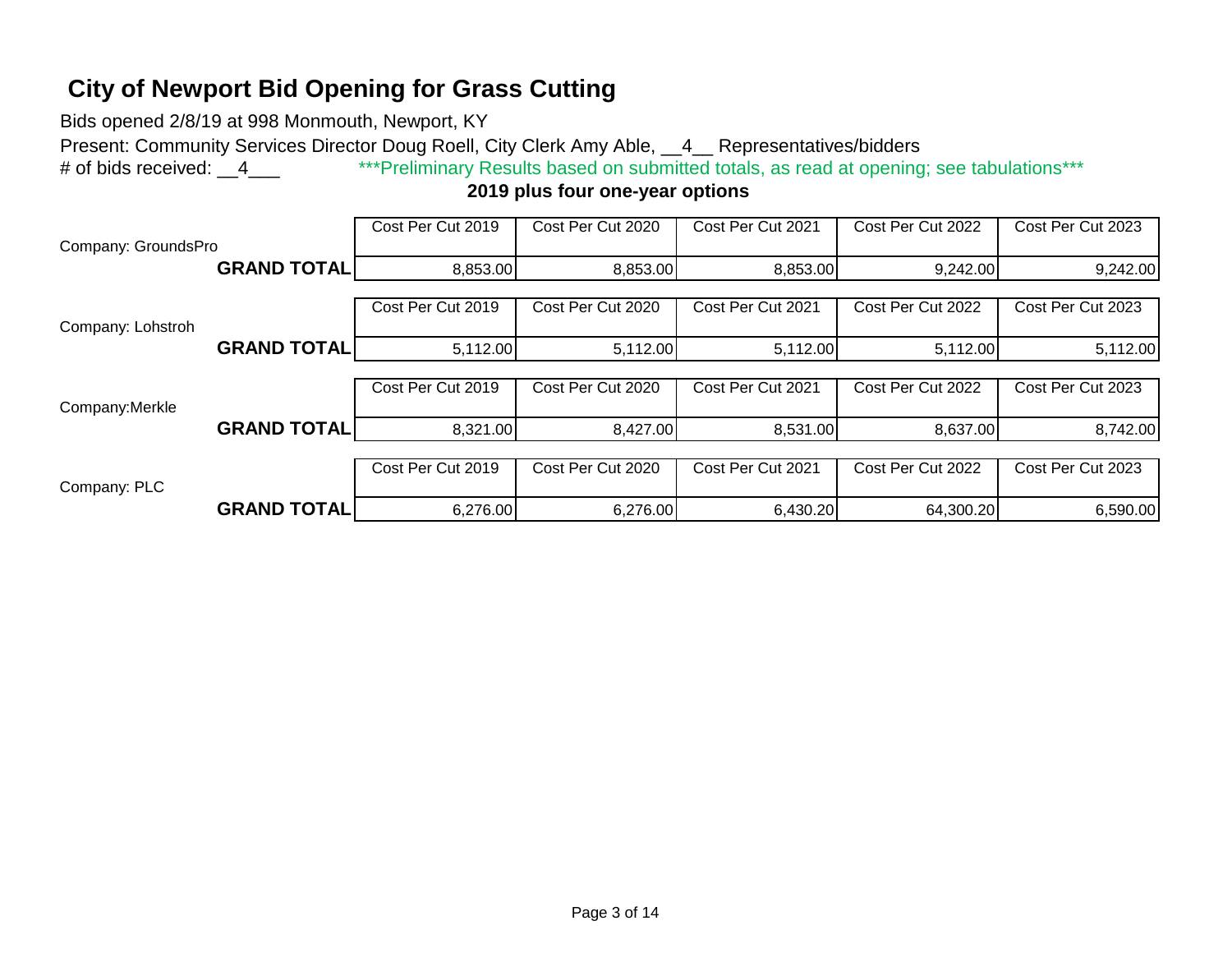# City of Newport Bid Opening for Grass Cutting

Bids opened 2/8/19 at 998 Monmouth, Newport, KY

Present: Community Services Director Doug Roell, City Clerk Amy Able, \_\_4\_\_ Representatives/bidders

\# of bids received: \_\_4\_\_\_ ***Preliminary Results based on submitted totals, as read at opening; see tabulations***

**2019 plus four one-year options**

| Company | | Cost Per Cut 2019 | Cost Per Cut 2020 | Cost Per Cut 2021 | Cost Per Cut 2022 | Cost Per Cut 2023 |
|---|---|---|---|---|---|---|
| Company: GroundsPro | **GRAND TOTAL** | 8,853.00 | 8,853.00 | 8,853.00 | 9,242.00 | 9,242.00 |
| Company: Lohstroh | **GRAND TOTAL** | 5,112.00 | 5,112.00 | 5,112.00 | 5,112.00 | 5,112.00 |
| Company:Merkle | **GRAND TOTAL** | 8,321.00 | 8,427.00 | 8,531.00 | 8,637.00 | 8,742.00 |
| Company: PLC | **GRAND TOTAL** | 6,276.00 | 6,276.00 | 6,430.20 | 64,300.20 | 6,590.00 |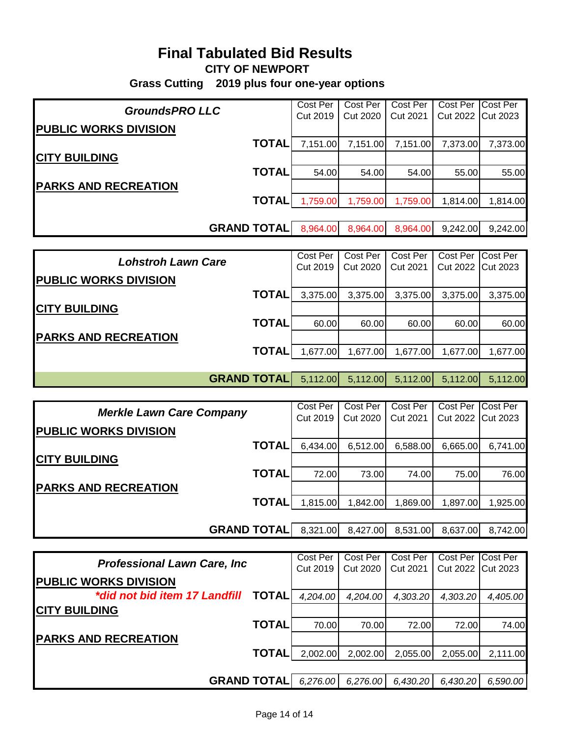# Final Tabulated Bid Results

**CITY OF NEWPORT**

**Grass Cutting 2019 plus four one-year options**

| ***GroundsPRO LLC*** | | Cost Per Cut 2019 | Cost Per Cut 2020 | Cost Per Cut 2021 | Cost Per Cut 2022 | Cost Per Cut 2023 |
|---|---|---|---|---|---|---|
| **PUBLIC WORKS DIVISION** | | | | | | |
| | **TOTAL** | 7,151.00 | 7,151.00 | 7,151.00 | 7,373.00 | 7,373.00 |
| **CITY BUILDING** | | | | | | |
| | **TOTAL** | 54.00 | 54.00 | 54.00 | 55.00 | 55.00 |
| **PARKS AND RECREATION** | | | | | | |
| | **TOTAL** | 1,759.00 | 1,759.00 | 1,759.00 | 1,814.00 | 1,814.00 |
| | **GRAND TOTAL** | 8,964.00 | 8,964.00 | 8,964.00 | 9,242.00 | 9,242.00 |

| ***Lohstroh Lawn Care*** | | Cost Per Cut 2019 | Cost Per Cut 2020 | Cost Per Cut 2021 | Cost Per Cut 2022 | Cost Per Cut 2023 |
|---|---|---|---|---|---|---|
| **PUBLIC WORKS DIVISION** | | | | | | |
| | **TOTAL** | 3,375.00 | 3,375.00 | 3,375.00 | 3,375.00 | 3,375.00 |
| **CITY BUILDING** | | | | | | |
| | **TOTAL** | 60.00 | 60.00 | 60.00 | 60.00 | 60.00 |
| **PARKS AND RECREATION** | | | | | | |
| | **TOTAL** | 1,677.00 | 1,677.00 | 1,677.00 | 1,677.00 | 1,677.00 |
| | **GRAND TOTAL** | 5,112.00 | 5,112.00 | 5,112.00 | 5,112.00 | 5,112.00 |

| ***Merkle Lawn Care Company*** | | Cost Per Cut 2019 | Cost Per Cut 2020 | Cost Per Cut 2021 | Cost Per Cut 2022 | Cost Per Cut 2023 |
|---|---|---|---|---|---|---|
| **PUBLIC WORKS DIVISION** | | | | | | |
| | **TOTAL** | 6,434.00 | 6,512.00 | 6,588.00 | 6,665.00 | 6,741.00 |
| **CITY BUILDING** | | | | | | |
| | **TOTAL** | 72.00 | 73.00 | 74.00 | 75.00 | 76.00 |
| **PARKS AND RECREATION** | | | | | | |
| | **TOTAL** | 1,815.00 | 1,842.00 | 1,869.00 | 1,897.00 | 1,925.00 |
| | **GRAND TOTAL** | 8,321.00 | 8,427.00 | 8,531.00 | 8,637.00 | 8,742.00 |

| ***Professional Lawn Care, Inc*** | | Cost Per Cut 2019 | Cost Per Cut 2020 | Cost Per Cut 2021 | Cost Per Cut 2022 | Cost Per Cut 2023 |
|---|---|---|---|---|---|---|
| **PUBLIC WORKS DIVISION** | | | | | | |
| ***\*did not bid item 17 Landfill*** | **TOTAL** | *4,204.00* | *4,204.00* | *4,303.20* | *4,303.20* | *4,405.00* |
| **CITY BUILDING** | | | | | | |
| | **TOTAL** | 70.00 | 70.00 | 72.00 | 72.00 | 74.00 |
| **PARKS AND RECREATION** | | | | | | |
| | **TOTAL** | 2,002.00 | 2,002.00 | 2,055.00 | 2,055.00 | 2,111.00 |
| | **GRAND TOTAL** | *6,276.00* | *6,276.00* | *6,430.20* | *6,430.20* | *6,590.00* |